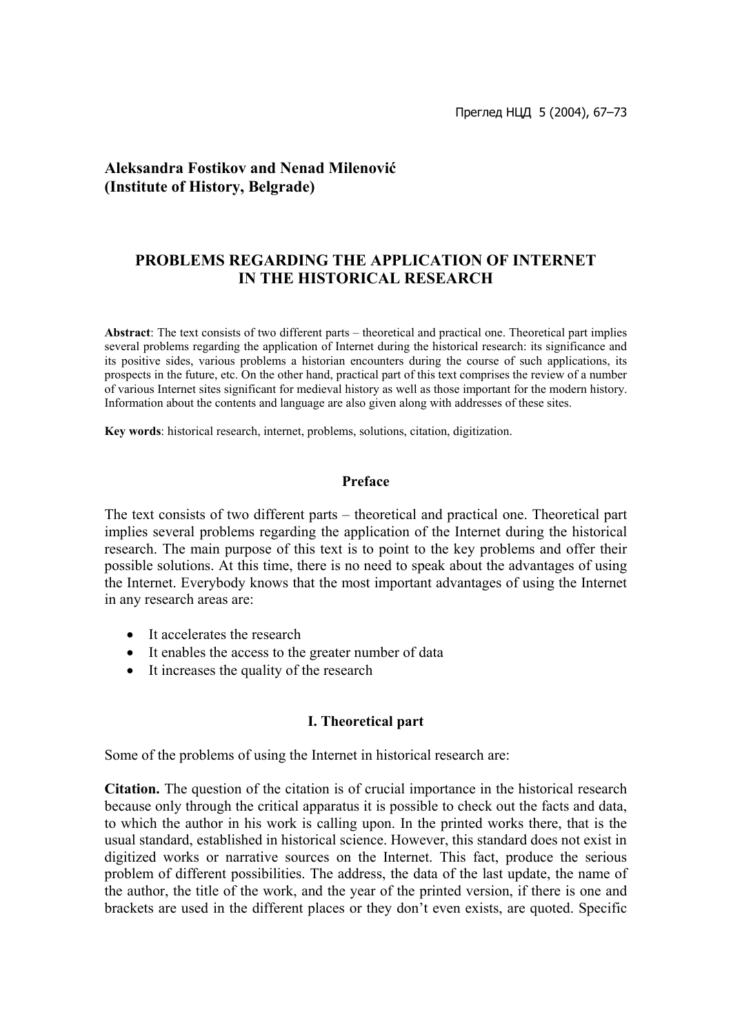**Aleksandra Fostikov and Nenad Milenović**
**(Institute of History, Belgrade)**

# PROBLEMS REGARDING THE APPLICATION OF INTERNET IN THE HISTORICAL RESEARCH

**Abstract**: The text consists of two different parts – theoretical and practical one. Theoretical part implies several problems regarding the application of Internet during the historical research: its significance and its positive sides, various problems a historian encounters during the course of such applications, its prospects in the future, etc. On the other hand, practical part of this text comprises the review of a number of various Internet sites significant for medieval history as well as those important for the modern history. Information about the contents and language are also given along with addresses of these sites.

**Key words**: historical research, internet, problems, solutions, citation, digitization.

## Preface

The text consists of two different parts – theoretical and practical one. Theoretical part implies several problems regarding the application of the Internet during the historical research. The main purpose of this text is to point to the key problems and offer their possible solutions. At this time, there is no need to speak about the advantages of using the Internet. Everybody knows that the most important advantages of using the Internet in any research areas are:

- It accelerates the research
- It enables the access to the greater number of data
- It increases the quality of the research

## I. Theoretical part

Some of the problems of using the Internet in historical research are:

**Citation.** The question of the citation is of crucial importance in the historical research because only through the critical apparatus it is possible to check out the facts and data, to which the author in his work is calling upon. In the printed works there, that is the usual standard, established in historical science. However, this standard does not exist in digitized works or narrative sources on the Internet. This fact, produce the serious problem of different possibilities. The address, the data of the last update, the name of the author, the title of the work, and the year of the printed version, if there is one and brackets are used in the different places or they don't even exists, are quoted. Specific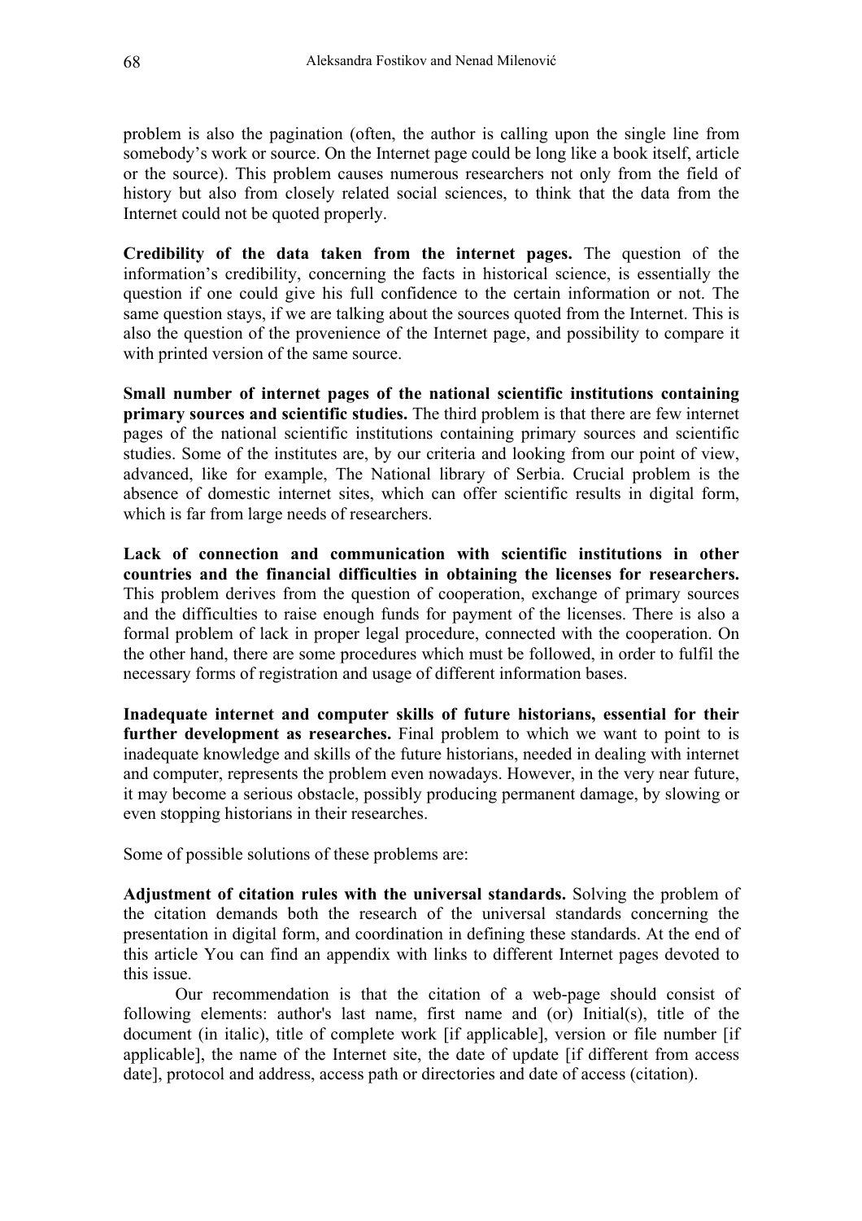problem is also the pagination (often, the author is calling upon the single line from somebody's work or source. On the Internet page could be long like a book itself, article or the source). This problem causes numerous researchers not only from the field of history but also from closely related social sciences, to think that the data from the Internet could not be quoted properly.

**Credibility of the data taken from the internet pages.** The question of the information's credibility, concerning the facts in historical science, is essentially the question if one could give his full confidence to the certain information or not. The same question stays, if we are talking about the sources quoted from the Internet. This is also the question of the provenience of the Internet page, and possibility to compare it with printed version of the same source.

**Small number of internet pages of the national scientific institutions containing primary sources and scientific studies.** The third problem is that there are few internet pages of the national scientific institutions containing primary sources and scientific studies. Some of the institutes are, by our criteria and looking from our point of view, advanced, like for example, The National library of Serbia. Crucial problem is the absence of domestic internet sites, which can offer scientific results in digital form, which is far from large needs of researchers.

**Lack of connection and communication with scientific institutions in other countries and the financial difficulties in obtaining the licenses for researchers.** This problem derives from the question of cooperation, exchange of primary sources and the difficulties to raise enough funds for payment of the licenses. There is also a formal problem of lack in proper legal procedure, connected with the cooperation. On the other hand, there are some procedures which must be followed, in order to fulfil the necessary forms of registration and usage of different information bases.

**Inadequate internet and computer skills of future historians, essential for their further development as researches.** Final problem to which we want to point to is inadequate knowledge and skills of the future historians, needed in dealing with internet and computer, represents the problem even nowadays. However, in the very near future, it may become a serious obstacle, possibly producing permanent damage, by slowing or even stopping historians in their researches.

Some of possible solutions of these problems are:

**Adjustment of citation rules with the universal standards.** Solving the problem of the citation demands both the research of the universal standards concerning the presentation in digital form, and coordination in defining these standards. At the end of this article You can find an appendix with links to different Internet pages devoted to this issue.

Our recommendation is that the citation of a web-page should consist of following elements: author's last name, first name and (or) Initial(s), title of the document (in italic), title of complete work [if applicable], version or file number [if applicable], the name of the Internet site, the date of update [if different from access date], protocol and address, access path or directories and date of access (citation).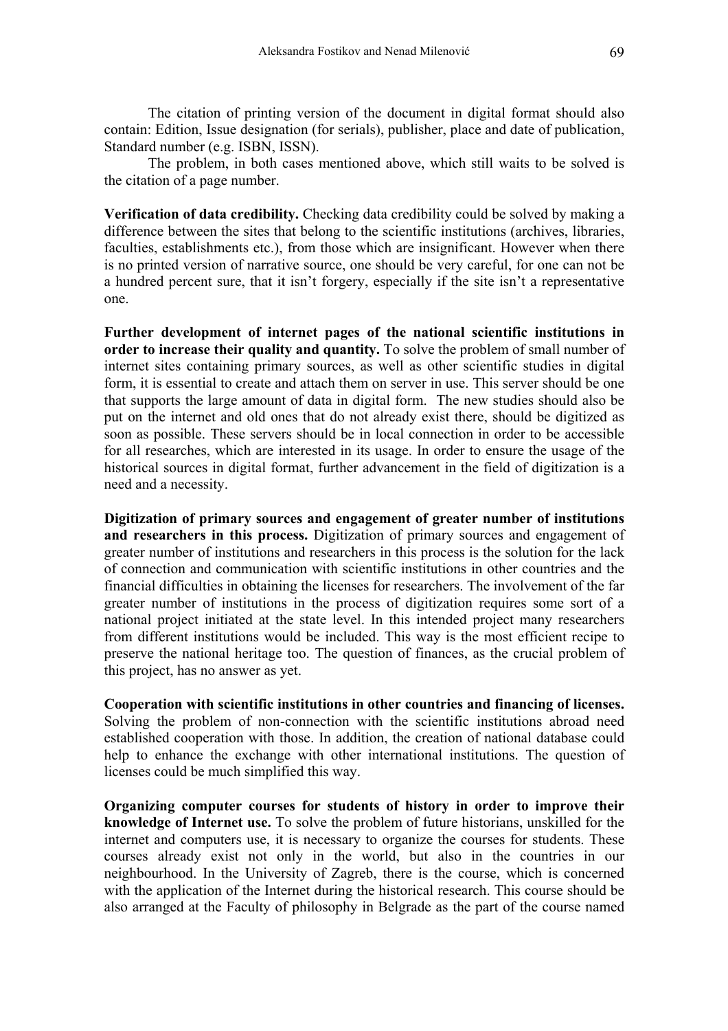The citation of printing version of the document in digital format should also contain: Edition, Issue designation (for serials), publisher, place and date of publication, Standard number (e.g. ISBN, ISSN).

The problem, in both cases mentioned above, which still waits to be solved is the citation of a page number.

**Verification of data credibility.** Checking data credibility could be solved by making a difference between the sites that belong to the scientific institutions (archives, libraries, faculties, establishments etc.), from those which are insignificant. However when there is no printed version of narrative source, one should be very careful, for one can not be a hundred percent sure, that it isn't forgery, especially if the site isn't a representative one.

**Further development of internet pages of the national scientific institutions in order to increase their quality and quantity.** To solve the problem of small number of internet sites containing primary sources, as well as other scientific studies in digital form, it is essential to create and attach them on server in use. This server should be one that supports the large amount of data in digital form. The new studies should also be put on the internet and old ones that do not already exist there, should be digitized as soon as possible. These servers should be in local connection in order to be accessible for all researches, which are interested in its usage. In order to ensure the usage of the historical sources in digital format, further advancement in the field of digitization is a need and a necessity.

**Digitization of primary sources and engagement of greater number of institutions and researchers in this process.** Digitization of primary sources and engagement of greater number of institutions and researchers in this process is the solution for the lack of connection and communication with scientific institutions in other countries and the financial difficulties in obtaining the licenses for researchers. The involvement of the far greater number of institutions in the process of digitization requires some sort of a national project initiated at the state level. In this intended project many researchers from different institutions would be included. This way is the most efficient recipe to preserve the national heritage too. The question of finances, as the crucial problem of this project, has no answer as yet.

**Cooperation with scientific institutions in other countries and financing of licenses.** Solving the problem of non-connection with the scientific institutions abroad need established cooperation with those. In addition, the creation of national database could help to enhance the exchange with other international institutions. The question of licenses could be much simplified this way.

**Organizing computer courses for students of history in order to improve their knowledge of Internet use.** To solve the problem of future historians, unskilled for the internet and computers use, it is necessary to organize the courses for students. These courses already exist not only in the world, but also in the countries in our neighbourhood. In the University of Zagreb, there is the course, which is concerned with the application of the Internet during the historical research. This course should be also arranged at the Faculty of philosophy in Belgrade as the part of the course named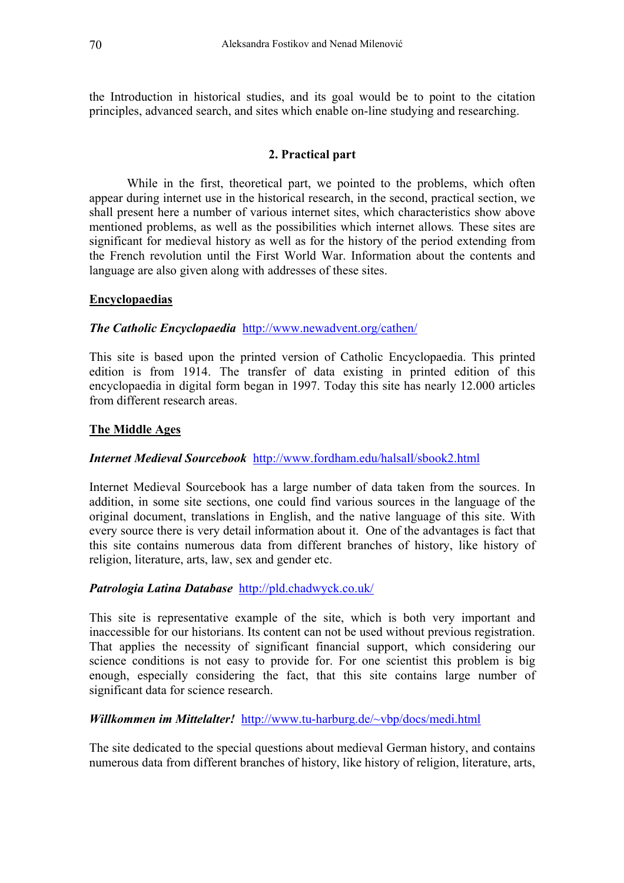the Introduction in historical studies, and its goal would be to point to the citation principles, advanced search, and sites which enable on-line studying and researching.

## 2. Practical part

While in the first, theoretical part, we pointed to the problems, which often appear during internet use in the historical research, in the second, practical section, we shall present here a number of various internet sites, which characteristics show above mentioned problems, as well as the possibilities which internet allows. These sites are significant for medieval history as well as for the history of the period extending from the French revolution until the First World War. Information about the contents and language are also given along with addresses of these sites.

### Encyclopaedias

***The Catholic Encyclopaedia*** http://www.newadvent.org/cathen/

This site is based upon the printed version of Catholic Encyclopaedia. This printed edition is from 1914. The transfer of data existing in printed edition of this encyclopaedia in digital form began in 1997. Today this site has nearly 12.000 articles from different research areas.

### The Middle Ages

***Internet Medieval Sourcebook*** http://www.fordham.edu/halsall/sbook2.html

Internet Medieval Sourcebook has a large number of data taken from the sources. In addition, in some site sections, one could find various sources in the language of the original document, translations in English, and the native language of this site. With every source there is very detail information about it. One of the advantages is fact that this site contains numerous data from different branches of history, like history of religion, literature, arts, law, sex and gender etc.

***Patrologia Latina Database*** http://pld.chadwyck.co.uk/

This site is representative example of the site, which is both very important and inaccessible for our historians. Its content can not be used without previous registration. That applies the necessity of significant financial support, which considering our science conditions is not easy to provide for. For one scientist this problem is big enough, especially considering the fact, that this site contains large number of significant data for science research.

***Willkommen im Mittelalter!*** http://www.tu-harburg.de/~vbp/docs/medi.html

The site dedicated to the special questions about medieval German history, and contains numerous data from different branches of history, like history of religion, literature, arts,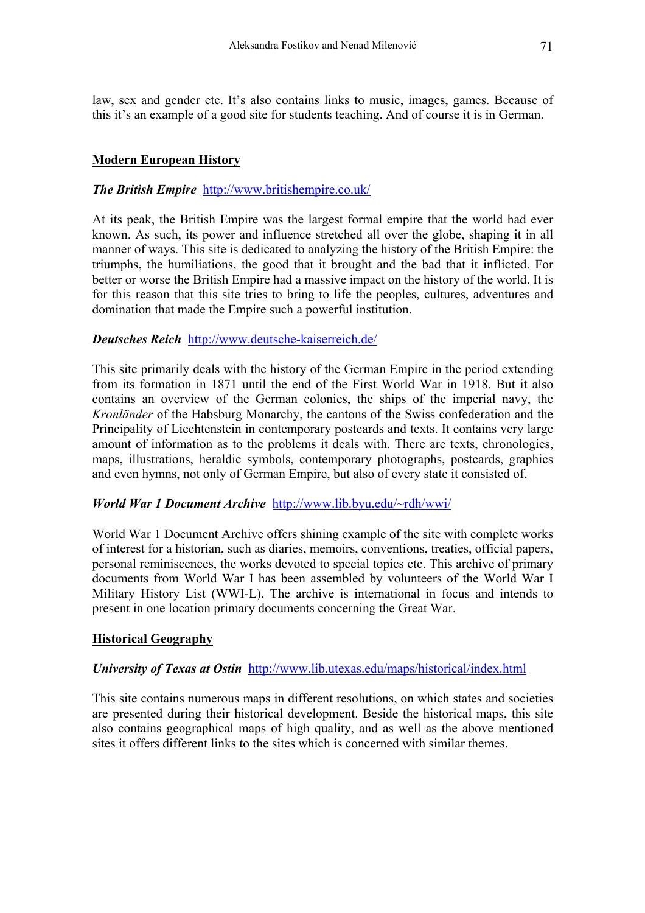law, sex and gender etc. It's also contains links to music, images, games. Because of this it's an example of a good site for students teaching. And of course it is in German.

## Modern European History

***The British Empire*** http://www.britishempire.co.uk/

At its peak, the British Empire was the largest formal empire that the world had ever known. As such, its power and influence stretched all over the globe, shaping it in all manner of ways. This site is dedicated to analyzing the history of the British Empire: the triumphs, the humiliations, the good that it brought and the bad that it inflicted. For better or worse the British Empire had a massive impact on the history of the world. It is for this reason that this site tries to bring to life the peoples, cultures, adventures and domination that made the Empire such a powerful institution.

***Deutsches Reich*** http://www.deutsche-kaiserreich.de/

This site primarily deals with the history of the German Empire in the period extending from its formation in 1871 until the end of the First World War in 1918. But it also contains an overview of the German colonies, the ships of the imperial navy, the *Kronländer* of the Habsburg Monarchy, the cantons of the Swiss confederation and the Principality of Liechtenstein in contemporary postcards and texts. It contains very large amount of information as to the problems it deals with. There are texts, chronologies, maps, illustrations, heraldic symbols, contemporary photographs, postcards, graphics and even hymns, not only of German Empire, but also of every state it consisted of.

***World War 1 Document Archive*** http://www.lib.byu.edu/~rdh/wwi/

World War 1 Document Archive offers shining example of the site with complete works of interest for a historian, such as diaries, memoirs, conventions, treaties, official papers, personal reminiscences, the works devoted to special topics etc. This archive of primary documents from World War I has been assembled by volunteers of the World War I Military History List (WWI-L). The archive is international in focus and intends to present in one location primary documents concerning the Great War.

## Historical Geography

***University of Texas at Ostin*** http://www.lib.utexas.edu/maps/historical/index.html

This site contains numerous maps in different resolutions, on which states and societies are presented during their historical development. Beside the historical maps, this site also contains geographical maps of high quality, and as well as the above mentioned sites it offers different links to the sites which is concerned with similar themes.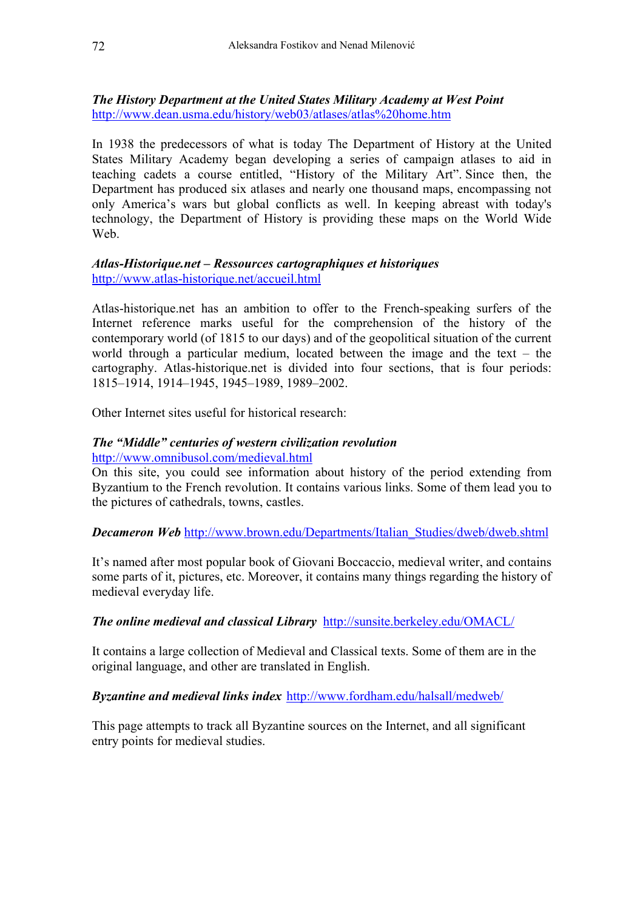***The History Department at the United States Military Academy at West Point***
http://www.dean.usma.edu/history/web03/atlases/atlas%20home.htm

In 1938 the predecessors of what is today The Department of History at the United States Military Academy began developing a series of campaign atlases to aid in teaching cadets a course entitled, "History of the Military Art". Since then, the Department has produced six atlases and nearly one thousand maps, encompassing not only America's wars but global conflicts as well. In keeping abreast with today's technology, the Department of History is providing these maps on the World Wide Web.

***Atlas-Historique.net – Ressources cartographiques et historiques***
http://www.atlas-historique.net/accueil.html

Atlas-historique.net has an ambition to offer to the French-speaking surfers of the Internet reference marks useful for the comprehension of the history of the contemporary world (of 1815 to our days) and of the geopolitical situation of the current world through a particular medium, located between the image and the text – the cartography. Atlas-historique.net is divided into four sections, that is four periods: 1815–1914, 1914–1945, 1945–1989, 1989–2002.

Other Internet sites useful for historical research:

***The "Middle" centuries of western civilization revolution***
http://www.omnibusol.com/medieval.html
On this site, you could see information about history of the period extending from Byzantium to the French revolution. It contains various links. Some of them lead you to the pictures of cathedrals, towns, castles.

***Decameron Web*** http://www.brown.edu/Departments/Italian_Studies/dweb/dweb.shtml

It's named after most popular book of Giovani Boccaccio, medieval writer, and contains some parts of it, pictures, etc. Moreover, it contains many things regarding the history of medieval everyday life.

***The online medieval and classical Library*** http://sunsite.berkeley.edu/OMACL/

It contains a large collection of Medieval and Classical texts. Some of them are in the original language, and other are translated in English.

***Byzantine and medieval links index*** http://www.fordham.edu/halsall/medweb/

This page attempts to track all Byzantine sources on the Internet, and all significant entry points for medieval studies.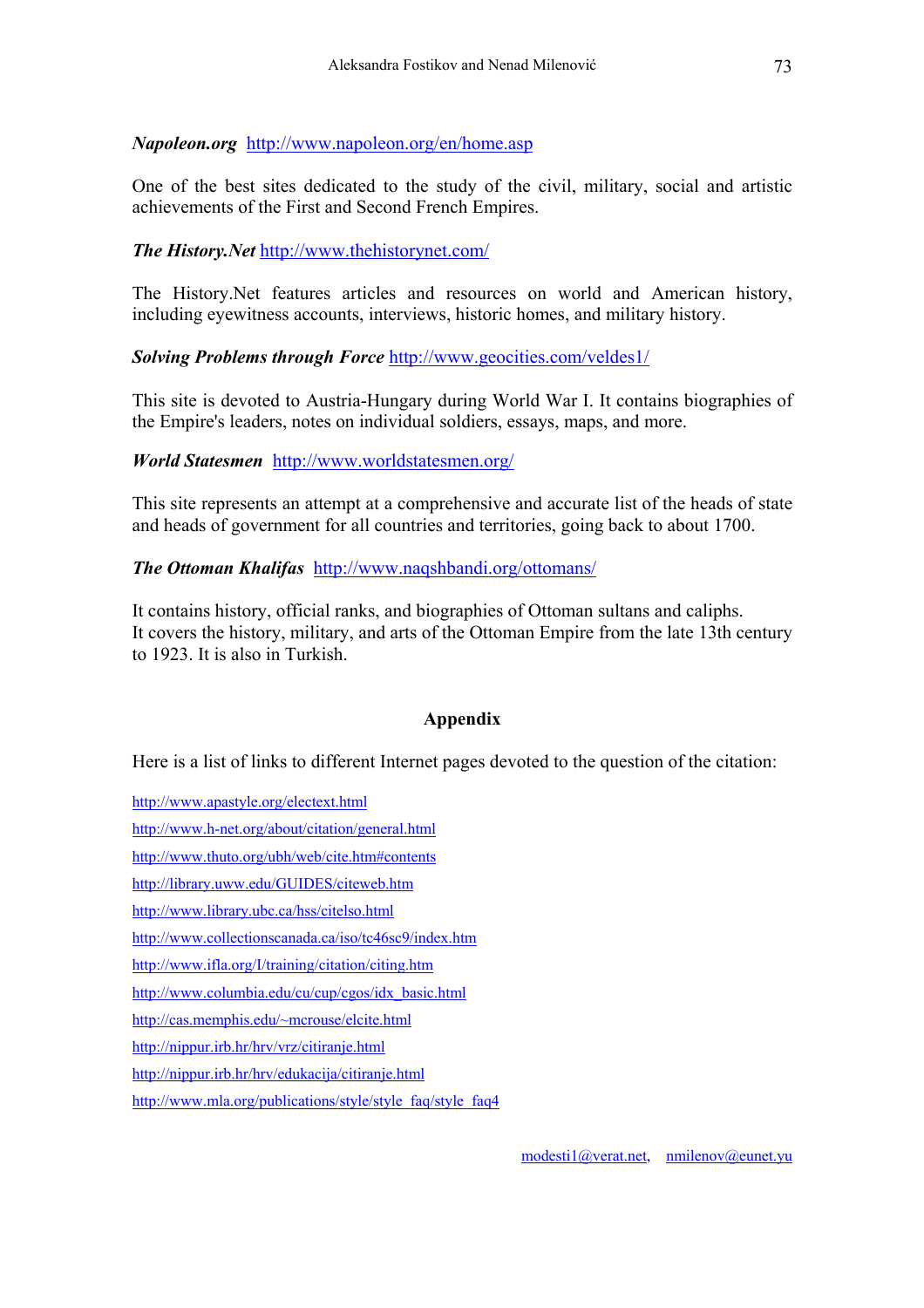***Napoleon.org*** http://www.napoleon.org/en/home.asp

One of the best sites dedicated to the study of the civil, military, social and artistic achievements of the First and Second French Empires.

***The History.Net*** http://www.thehistorynet.com/

The History.Net features articles and resources on world and American history, including eyewitness accounts, interviews, historic homes, and military history.

***Solving Problems through Force*** http://www.geocities.com/veldes1/

This site is devoted to Austria-Hungary during World War I. It contains biographies of the Empire's leaders, notes on individual soldiers, essays, maps, and more.

***World Statesmen*** http://www.worldstatesmen.org/

This site represents an attempt at a comprehensive and accurate list of the heads of state and heads of government for all countries and territories, going back to about 1700.

***The Ottoman Khalifas*** http://www.naqshbandi.org/ottomans/

It contains history, official ranks, and biographies of Ottoman sultans and caliphs.
It covers the history, military, and arts of the Ottoman Empire from the late 13th century to 1923. It is also in Turkish.

## Appendix

Here is a list of links to different Internet pages devoted to the question of the citation:

http://www.apastyle.org/electext.html

http://www.h-net.org/about/citation/general.html

http://www.thuto.org/ubh/web/cite.htm#contents

http://library.uww.edu/GUIDES/citeweb.htm

http://www.library.ubc.ca/hss/citelso.html

http://www.collectionscanada.ca/iso/tc46sc9/index.htm

http://www.ifla.org/I/training/citation/citing.htm

http://www.columbia.edu/cu/cup/cgos/idx_basic.html

http://cas.memphis.edu/~mcrouse/elcite.html

http://nippur.irb.hr/hrv/vrz/citiranje.html

http://nippur.irb.hr/hrv/edukacija/citiranje.html

http://www.mla.org/publications/style/style_faq/style_faq4

modesti1@verat.net, nmilenov@eunet.yu